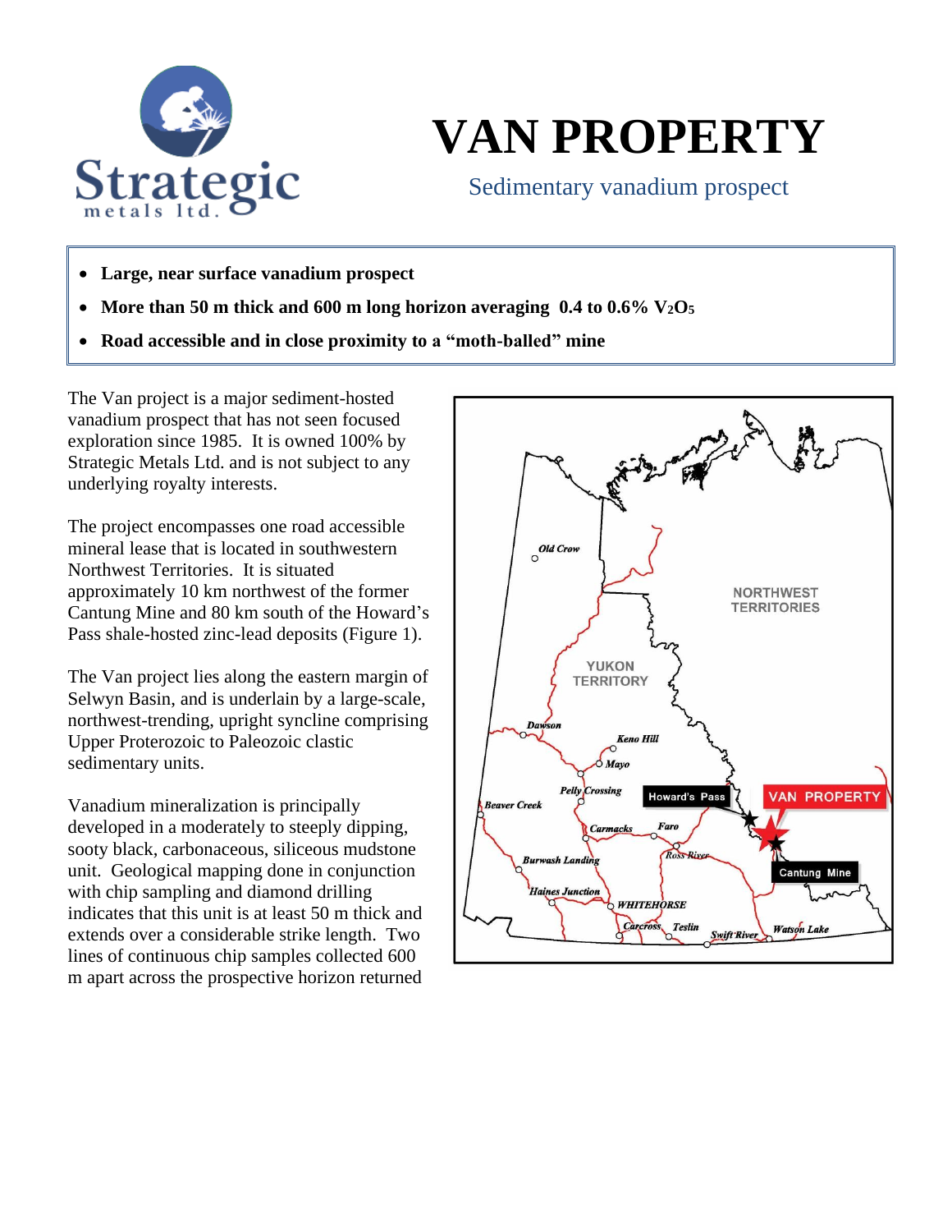# VAN PROPERTY

Sedimentary vanadium prospect

- **Large, near surface vanadium prospect**
- **More than 50 m thick and 600 m long horizon averaging 0.4 to 0.6% $V_2O_5$**
- **Road accessible and in close proximity to a "moth-balled" mine**

The Van project is a major sediment-hosted vanadium prospect that has not seen focused exploration since 1985. It is owned 100% by Strategic Metals Ltd. and is not subject to any underlying royalty interests.

The project encompasses one road accessible mineral lease that is located in southwestern Northwest Territories. It is situated approximately 10 km northwest of the former Cantung Mine and 80 km south of the Howard's Pass shale-hosted zinc-lead deposits (Figure 1).

The Van project lies along the eastern margin of Selwyn Basin, and is underlain by a large-scale, northwest-trending, upright syncline comprising Upper Proterozoic to Paleozoic clastic sedimentary units.

Vanadium mineralization is principally developed in a moderately to steeply dipping, sooty black, carbonaceous, siliceous mudstone unit. Geological mapping done in conjunction with chip sampling and diamond drilling indicates that this unit is at least 50 m thick and extends over a considerable strike length. Two lines of continuous chip samples collected 600 m apart across the prospective horizon returned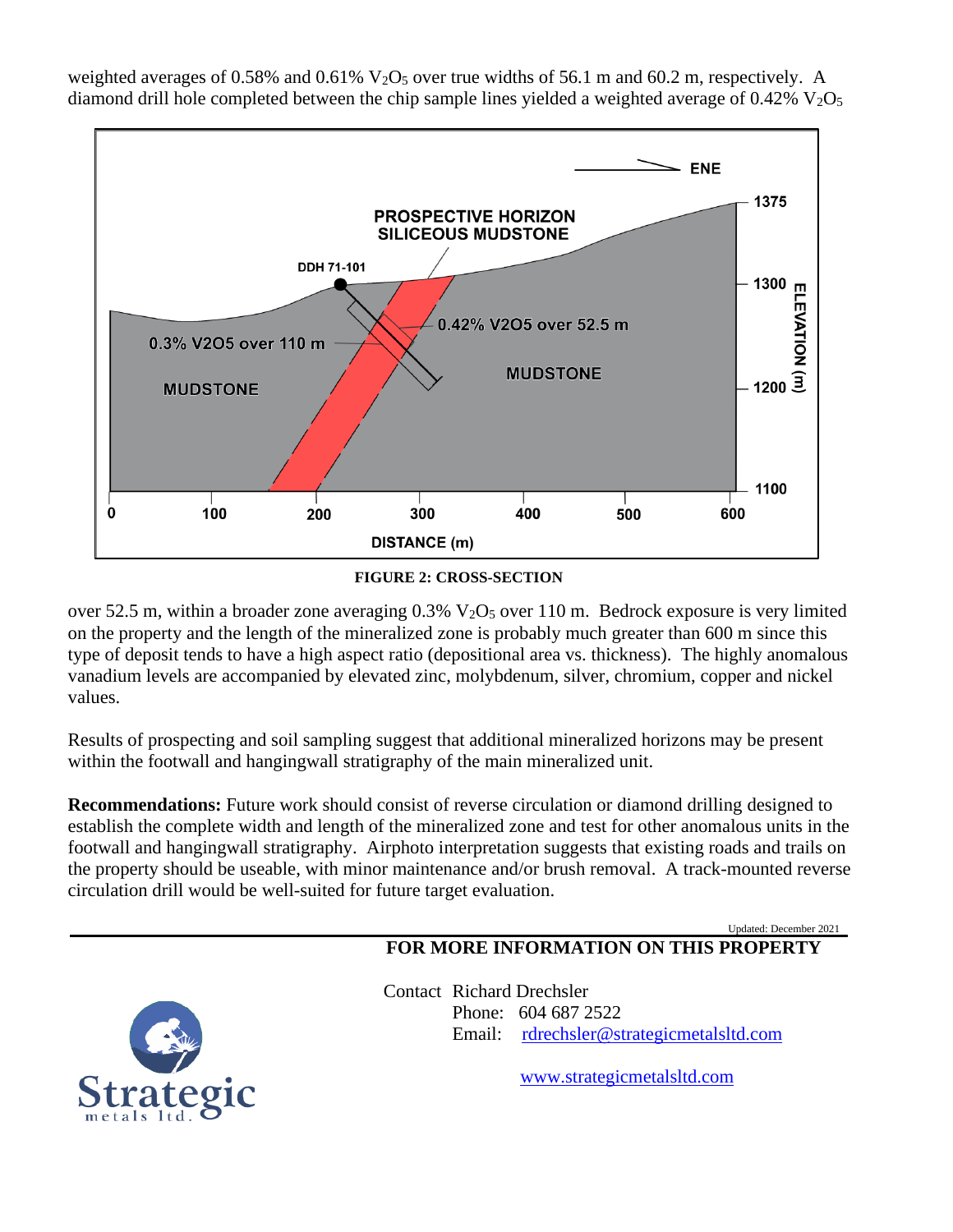weighted averages of 0.58% and 0.61% $V_2O_5$ over true widths of 56.1 m and 60.2 m, respectively. A diamond drill hole completed between the chip sample lines yielded a weighted average of 0.42% $V_2O_5$

ENE

1375

1300

1200

1100

ELEVATION (m)

PROSPECTIVE HORIZON
SILICEOUS MUDSTONE

DDH 71-101

0.42% V2O5 over 52.5 m

0.3% V2O5 over 110 m

MUDSTONE

MUDSTONE

0
100
200
300
400
500
600

DISTANCE (m)

**FIGURE 2: CROSS-SECTION**

over 52.5 m, within a broader zone averaging 0.3% $V_2O_5$ over 110 m. Bedrock exposure is very limited on the property and the length of the mineralized zone is probably much greater than 600 m since this type of deposit tends to have a high aspect ratio (depositional area vs. thickness). The highly anomalous vanadium levels are accompanied by elevated zinc, molybdenum, silver, chromium, copper and nickel values.

Results of prospecting and soil sampling suggest that additional mineralized horizons may be present within the footwall and hangingwall stratigraphy of the main mineralized unit.

**Recommendations:** Future work should consist of reverse circulation or diamond drilling designed to establish the complete width and length of the mineralized zone and test for other anomalous units in the footwall and hangingwall stratigraphy. Airphoto interpretation suggests that existing roads and trails on the property should be useable, with minor maintenance and/or brush removal. A track-mounted reverse circulation drill would be well-suited for future target evaluation.

Updated: December 2021

**FOR MORE INFORMATION ON THIS PROPERTY**

Contact Richard Drechsler
Phone: 604 687 2522
Email: rdrechsler@strategicmetalsltd.com

www.strategicmetalsltd.com

Strategic metals ltd.